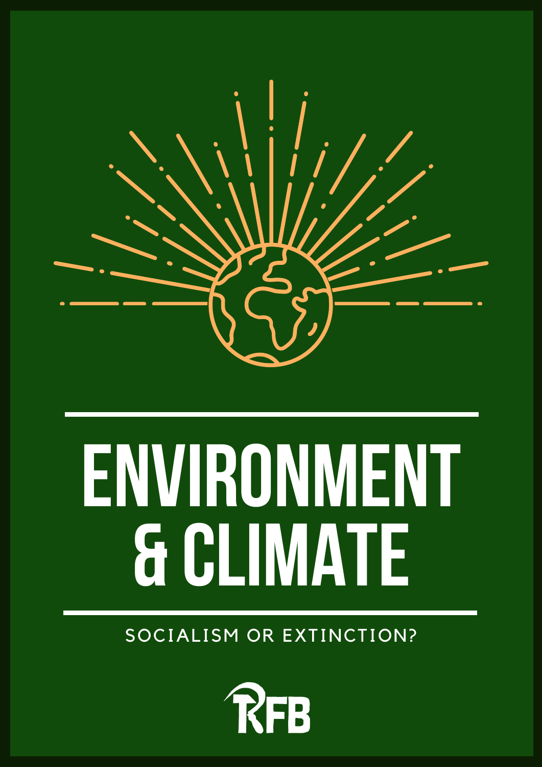# ENVIRONMENT & CLIMATE

SOCIALISM OR EXTINCTION?

RFB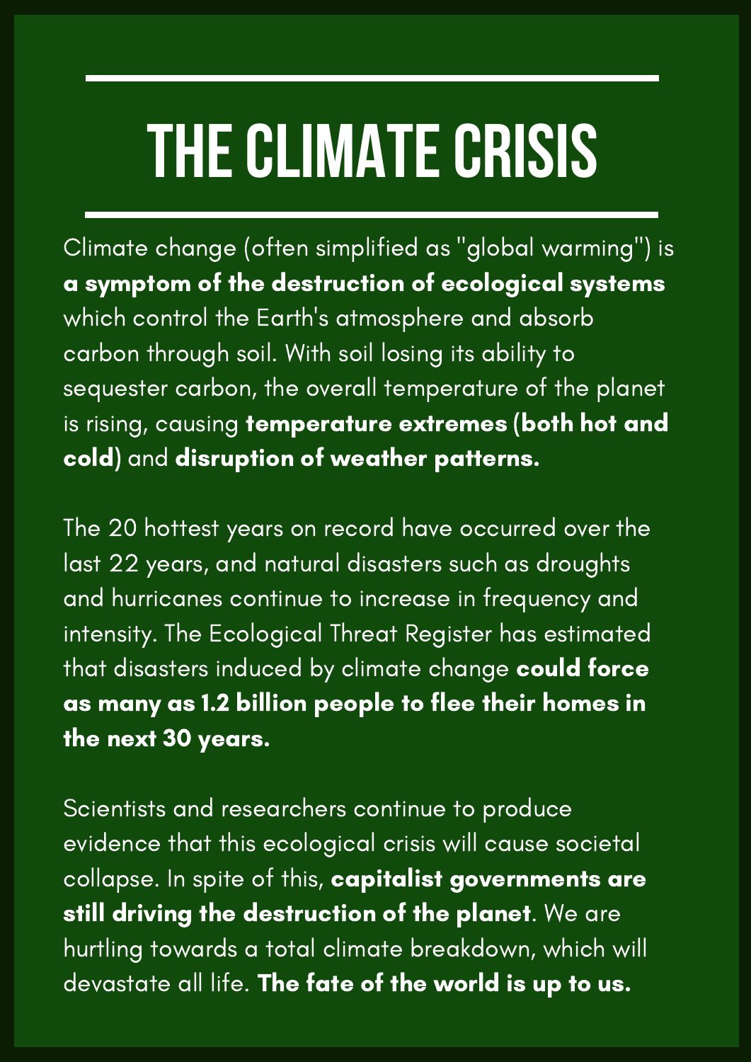# THE CLIMATE CRISIS

Climate change (often simplified as "global warming") is **a symptom of the destruction of ecological systems** which control the Earth's atmosphere and absorb carbon through soil. With soil losing its ability to sequester carbon, the overall temperature of the planet is rising, causing **temperature extremes (both hot and cold)** and **disruption of weather patterns.**

The 20 hottest years on record have occurred over the last 22 years, and natural disasters such as droughts and hurricanes continue to increase in frequency and intensity. The Ecological Threat Register has estimated that disasters induced by climate change **could force as many as 1.2 billion people to flee their homes in the next 30 years.**

Scientists and researchers continue to produce evidence that this ecological crisis will cause societal collapse. In spite of this, **capitalist governments are still driving the destruction of the planet**. We are hurtling towards a total climate breakdown, which will devastate all life. **The fate of the world is up to us.**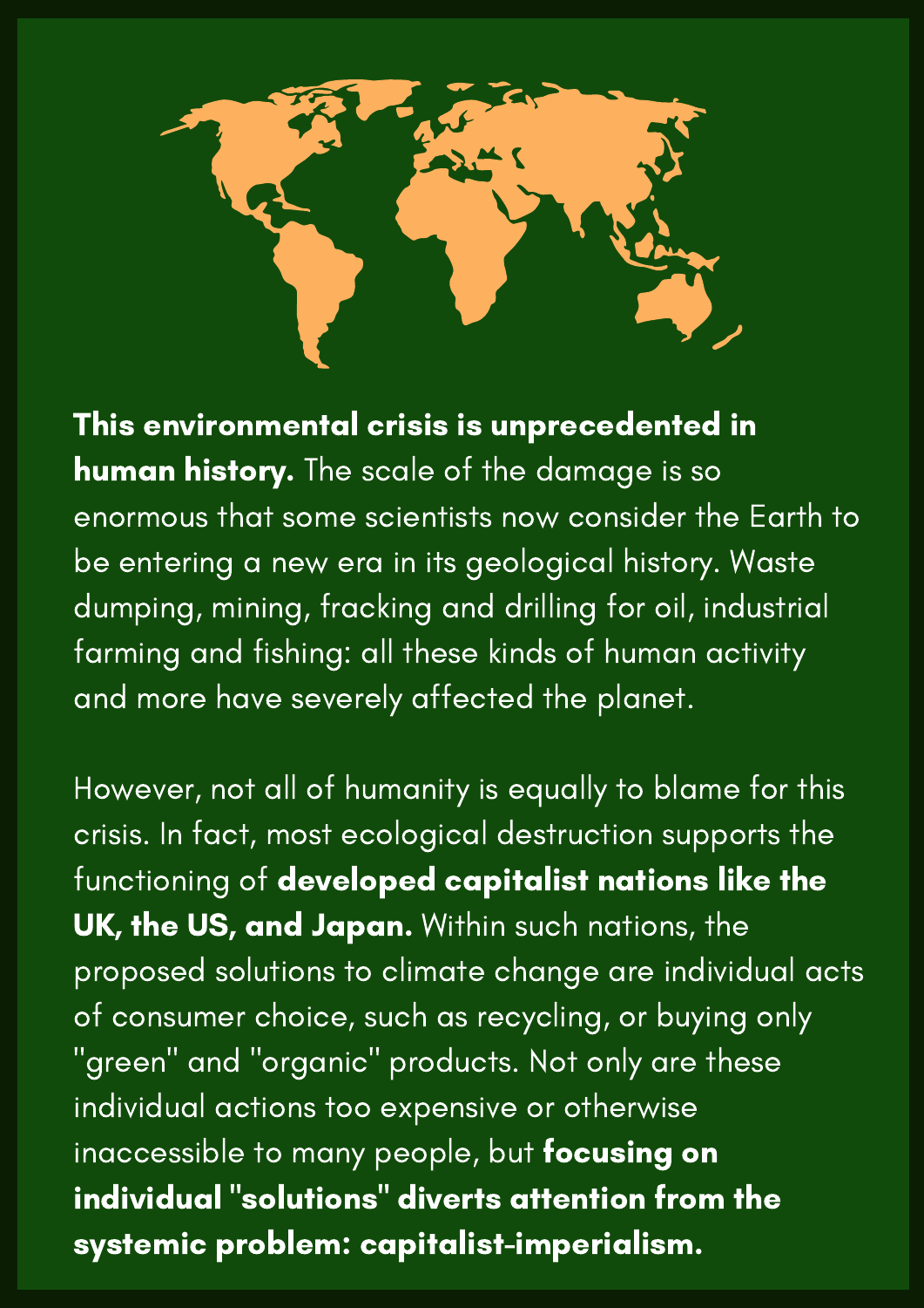**This environmental crisis is unprecedented in human history.** The scale of the damage is so enormous that some scientists now consider the Earth to be entering a new era in its geological history. Waste dumping, mining, fracking and drilling for oil, industrial farming and fishing: all these kinds of human activity and more have severely affected the planet.

However, not all of humanity is equally to blame for this crisis. In fact, most ecological destruction supports the functioning of **developed capitalist nations like the UK, the US, and Japan.** Within such nations, the proposed solutions to climate change are individual acts of consumer choice, such as recycling, or buying only "green" and "organic" products. Not only are these individual actions too expensive or otherwise inaccessible to many people, but **focusing on individual "solutions" diverts attention from the systemic problem: capitalist-imperialism.**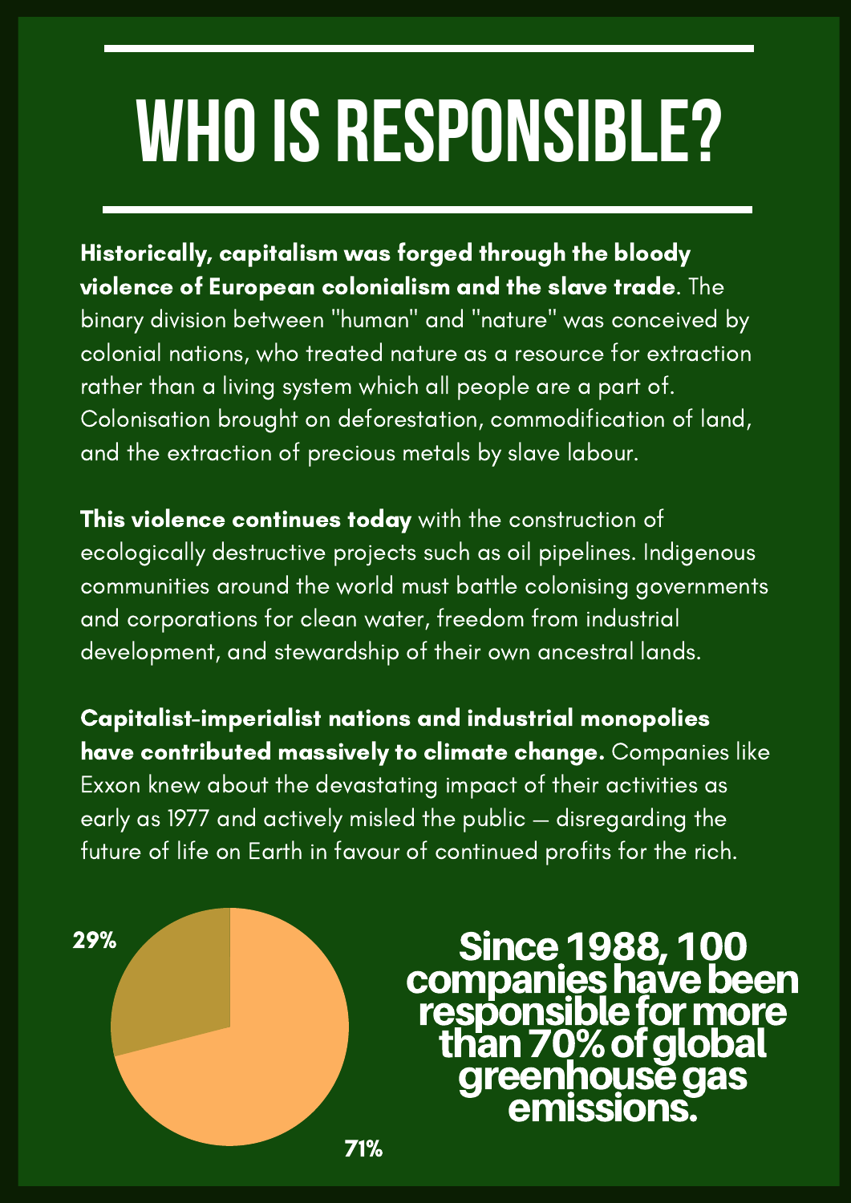# WHO IS RESPONSIBLE?

**Historically, capitalism was forged through the bloody violence of European colonialism and the slave trade**. The binary division between "human" and "nature" was conceived by colonial nations, who treated nature as a resource for extraction rather than a living system which all people are a part of. Colonisation brought on deforestation, commodification of land, and the extraction of precious metals by slave labour.

**This violence continues today** with the construction of ecologically destructive projects such as oil pipelines. Indigenous communities around the world must battle colonising governments and corporations for clean water, freedom from industrial development, and stewardship of their own ancestral lands.

**Capitalist-imperialist nations and industrial monopolies have contributed massively to climate change.** Companies like Exxon knew about the devastating impact of their activities as early as 1977 and actively misled the public — disregarding the future of life on Earth in favour of continued profits for the rich.

29%

71%

**Since 1988, 100 companies have been responsible for more than 70% of global greenhouse gas emissions.**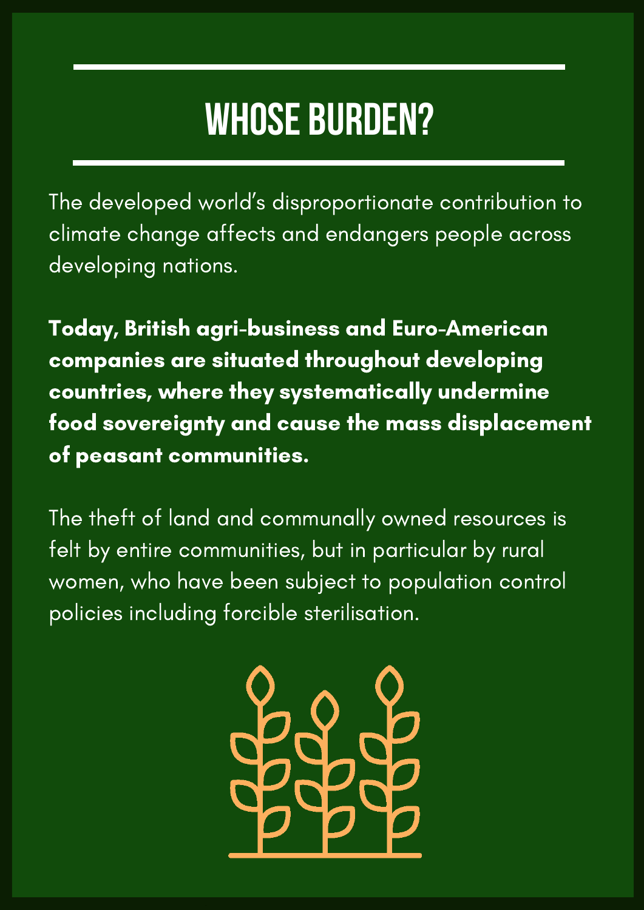# WHOSE BURDEN?

The developed world's disproportionate contribution to climate change affects and endangers people across developing nations.

**Today, British agri-business and Euro-American companies are situated throughout developing countries, where they systematically undermine food sovereignty and cause the mass displacement of peasant communities.**

The theft of land and communally owned resources is felt by entire communities, but in particular by rural women, who have been subject to population control policies including forcible sterilisation.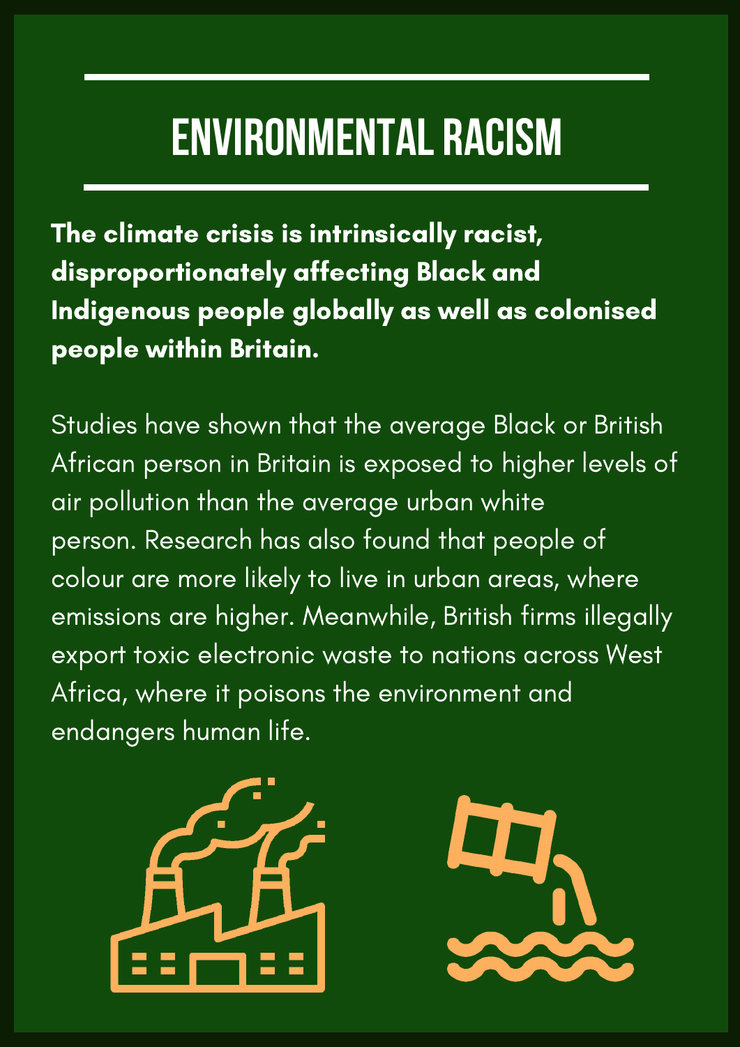# ENVIRONMENTAL RACISM

**The climate crisis is intrinsically racist, disproportionately affecting Black and Indigenous people globally as well as colonised people within Britain.**

Studies have shown that the average Black or British African person in Britain is exposed to higher levels of air pollution than the average urban white person. Research has also found that people of colour are more likely to live in urban areas, where emissions are higher. Meanwhile, British firms illegally export toxic electronic waste to nations across West Africa, where it poisons the environment and endangers human life.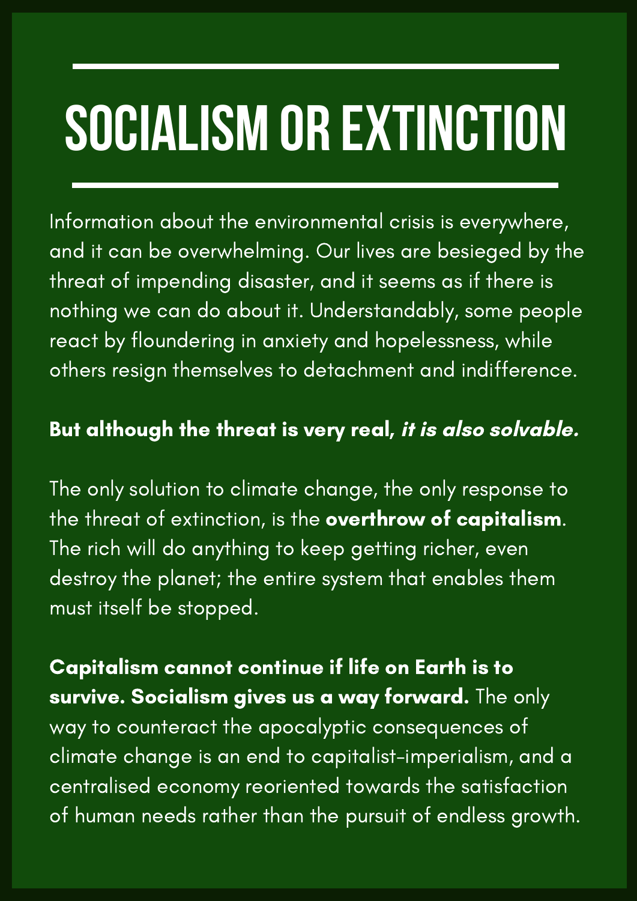# SOCIALISM OR EXTINCTION

Information about the environmental crisis is everywhere, and it can be overwhelming. Our lives are besieged by the threat of impending disaster, and it seems as if there is nothing we can do about it. Understandably, some people react by floundering in anxiety and hopelessness, while others resign themselves to detachment and indifference.

**But although the threat is very real, *it is also solvable.***

The only solution to climate change, the only response to the threat of extinction, is the **overthrow of capitalism**. The rich will do anything to keep getting richer, even destroy the planet; the entire system that enables them must itself be stopped.

**Capitalism cannot continue if life on Earth is to survive. Socialism gives us a way forward.** The only way to counteract the apocalyptic consequences of climate change is an end to capitalist-imperialism, and a centralised economy reoriented towards the satisfaction of human needs rather than the pursuit of endless growth.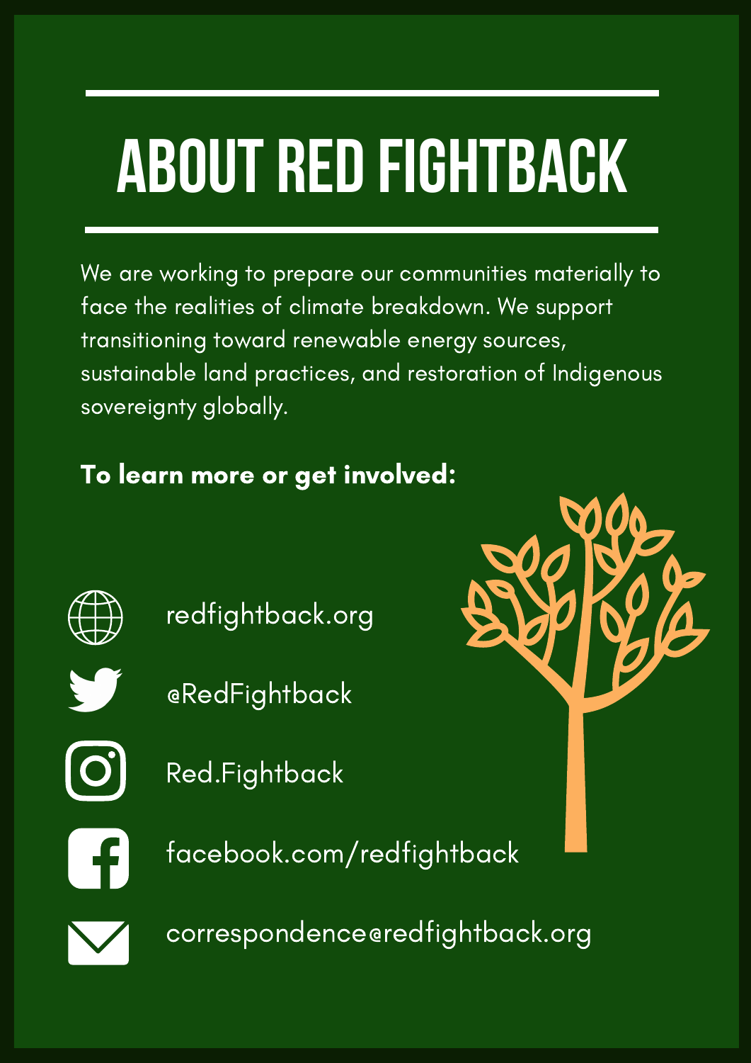# ABOUT RED FIGHTBACK

We are working to prepare our communities materially to face the realities of climate breakdown. We support transitioning toward renewable energy sources, sustainable land practices, and restoration of Indigenous sovereignty globally.

**To learn more or get involved:**

redfightback.org

@RedFightback

Red.Fightback

facebook.com/redfightback

correspondence@redfightback.org